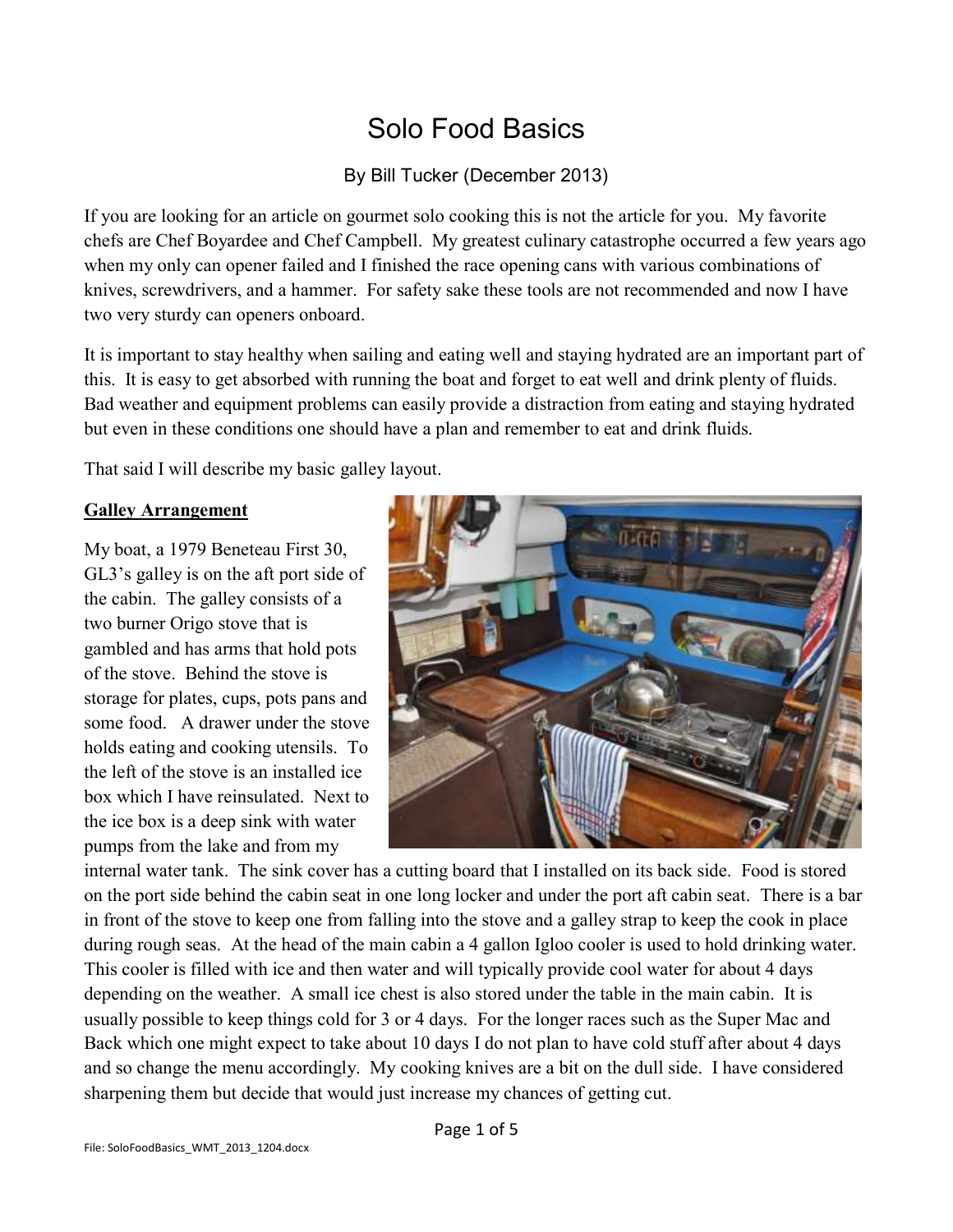# Solo Food Basics

By Bill Tucker (December 2013)

If you are looking for an article on gourmet solo cooking this is not the article for you. My favorite chefs are Chef Boyardee and Chef Campbell. My greatest culinary catastrophe occurred a few years ago when my only can opener failed and I finished the race opening cans with various combinations of knives, screwdrivers, and a hammer. For safety sake these tools are not recommended and now I have two very sturdy can openers onboard.

It is important to stay healthy when sailing and eating well and staying hydrated are an important part of this. It is easy to get absorbed with running the boat and forget to eat well and drink plenty of fluids. Bad weather and equipment problems can easily provide a distraction from eating and staying hydrated but even in these conditions one should have a plan and remember to eat and drink fluids.

That said I will describe my basic galley layout.

**Galley Arrangement**

My boat, a 1979 Beneteau First 30, GL3's galley is on the aft port side of the cabin. The galley consists of a two burner Origo stove that is gambled and has arms that hold pots of the stove. Behind the stove is storage for plates, cups, pots pans and some food. A drawer under the stove holds eating and cooking utensils. To the left of the stove is an installed ice box which I have reinsulated. Next to the ice box is a deep sink with water pumps from the lake and from my internal water tank. The sink cover has a cutting board that I installed on its back side. Food is stored on the port side behind the cabin seat in one long locker and under the port aft cabin seat. There is a bar in front of the stove to keep one from falling into the stove and a galley strap to keep the cook in place during rough seas. At the head of the main cabin a 4 gallon Igloo cooler is used to hold drinking water. This cooler is filled with ice and then water and will typically provide cool water for about 4 days depending on the weather. A small ice chest is also stored under the table in the main cabin. It is usually possible to keep things cold for 3 or 4 days. For the longer races such as the Super Mac and Back which one might expect to take about 10 days I do not plan to have cold stuff after about 4 days and so change the menu accordingly. My cooking knives are a bit on the dull side. I have considered sharpening them but decide that would just increase my chances of getting cut.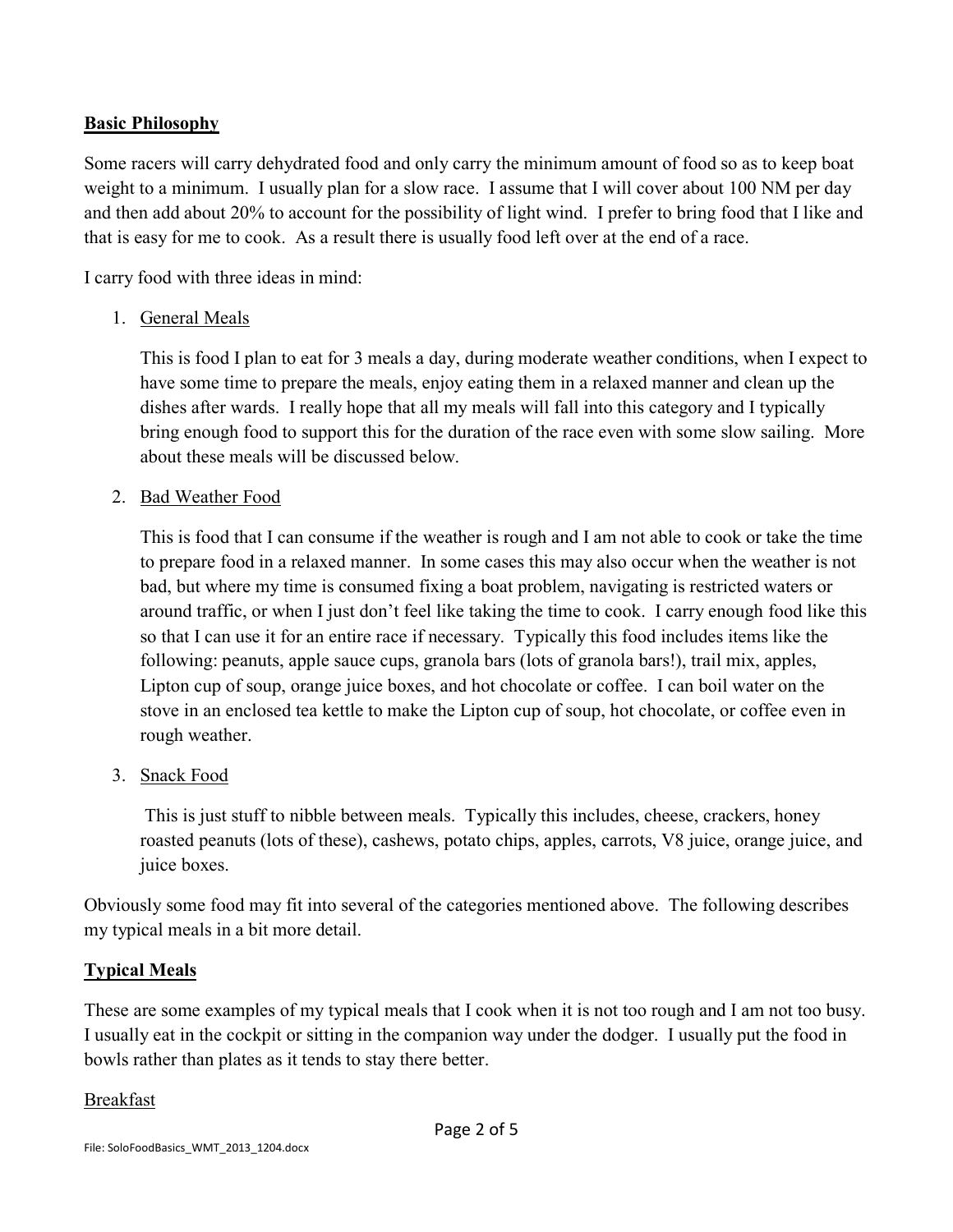**Basic Philosophy**

Some racers will carry dehydrated food and only carry the minimum amount of food so as to keep boat weight to a minimum. I usually plan for a slow race. I assume that I will cover about 100 NM per day and then add about 20% to account for the possibility of light wind. I prefer to bring food that I like and that is easy for me to cook. As a result there is usually food left over at the end of a race.

I carry food with three ideas in mind:

1. General Meals

   This is food I plan to eat for 3 meals a day, during moderate weather conditions, when I expect to have some time to prepare the meals, enjoy eating them in a relaxed manner and clean up the dishes after wards. I really hope that all my meals will fall into this category and I typically bring enough food to support this for the duration of the race even with some slow sailing. More about these meals will be discussed below.

2. Bad Weather Food

   This is food that I can consume if the weather is rough and I am not able to cook or take the time to prepare food in a relaxed manner. In some cases this may also occur when the weather is not bad, but where my time is consumed fixing a boat problem, navigating is restricted waters or around traffic, or when I just don't feel like taking the time to cook. I carry enough food like this so that I can use it for an entire race if necessary. Typically this food includes items like the following: peanuts, apple sauce cups, granola bars (lots of granola bars!), trail mix, apples, Lipton cup of soup, orange juice boxes, and hot chocolate or coffee. I can boil water on the stove in an enclosed tea kettle to make the Lipton cup of soup, hot chocolate, or coffee even in rough weather.

3. Snack Food

   This is just stuff to nibble between meals. Typically this includes, cheese, crackers, honey roasted peanuts (lots of these), cashews, potato chips, apples, carrots, V8 juice, orange juice, and juice boxes.

Obviously some food may fit into several of the categories mentioned above. The following describes my typical meals in a bit more detail.

**Typical Meals**

These are some examples of my typical meals that I cook when it is not too rough and I am not too busy. I usually eat in the cockpit or sitting in the companion way under the dodger. I usually put the food in bowls rather than plates as it tends to stay there better.

Breakfast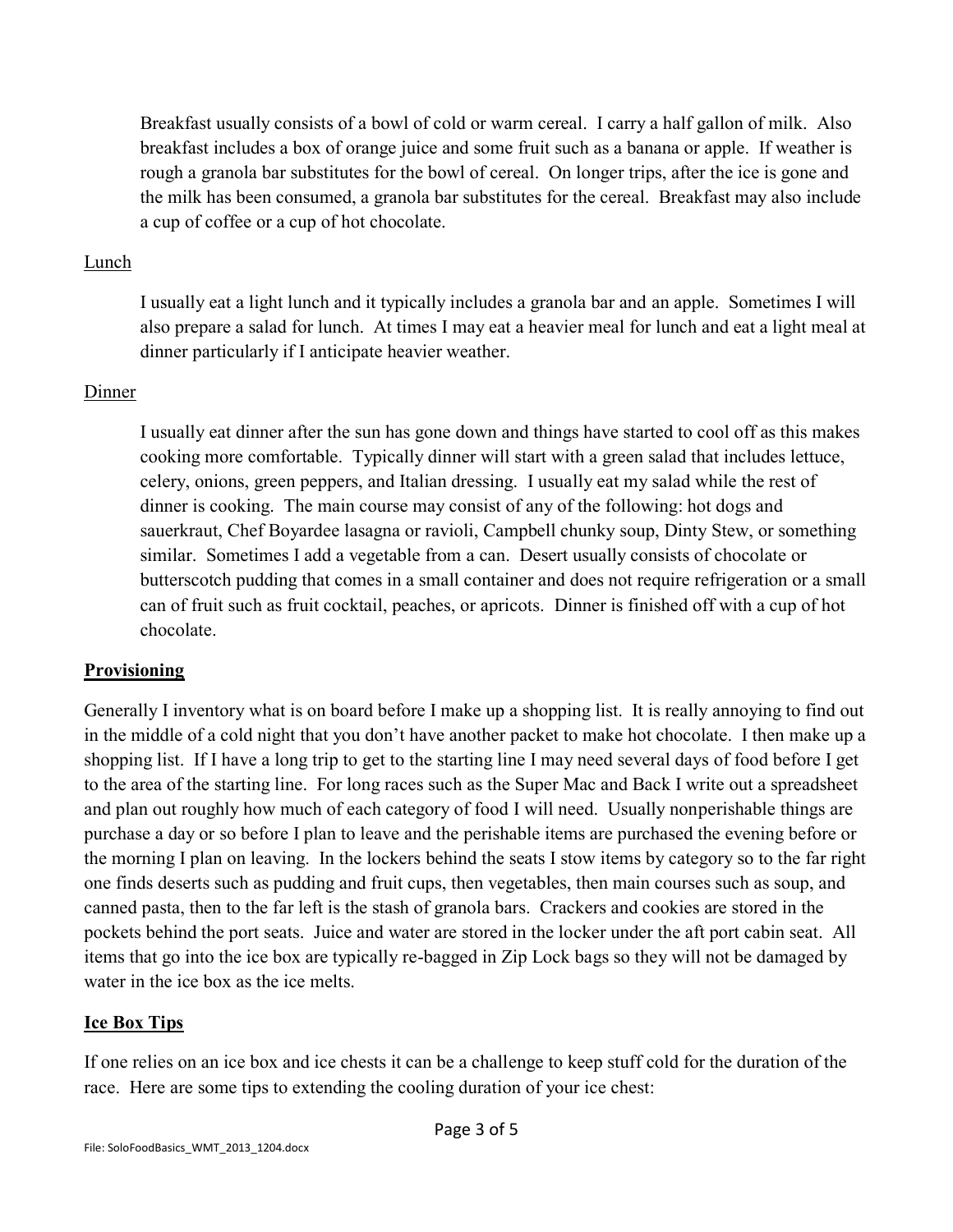Breakfast usually consists of a bowl of cold or warm cereal. I carry a half gallon of milk. Also breakfast includes a box of orange juice and some fruit such as a banana or apple. If weather is rough a granola bar substitutes for the bowl of cereal. On longer trips, after the ice is gone and the milk has been consumed, a granola bar substitutes for the cereal. Breakfast may also include a cup of coffee or a cup of hot chocolate.

Lunch

I usually eat a light lunch and it typically includes a granola bar and an apple. Sometimes I will also prepare a salad for lunch. At times I may eat a heavier meal for lunch and eat a light meal at dinner particularly if I anticipate heavier weather.

Dinner

I usually eat dinner after the sun has gone down and things have started to cool off as this makes cooking more comfortable. Typically dinner will start with a green salad that includes lettuce, celery, onions, green peppers, and Italian dressing. I usually eat my salad while the rest of dinner is cooking. The main course may consist of any of the following: hot dogs and sauerkraut, Chef Boyardee lasagna or ravioli, Campbell chunky soup, Dinty Stew, or something similar. Sometimes I add a vegetable from a can. Desert usually consists of chocolate or butterscotch pudding that comes in a small container and does not require refrigeration or a small can of fruit such as fruit cocktail, peaches, or apricots. Dinner is finished off with a cup of hot chocolate.

## Provisioning

Generally I inventory what is on board before I make up a shopping list. It is really annoying to find out in the middle of a cold night that you don't have another packet to make hot chocolate. I then make up a shopping list. If I have a long trip to get to the starting line I may need several days of food before I get to the area of the starting line. For long races such as the Super Mac and Back I write out a spreadsheet and plan out roughly how much of each category of food I will need. Usually nonperishable things are purchase a day or so before I plan to leave and the perishable items are purchased the evening before or the morning I plan on leaving. In the lockers behind the seats I stow items by category so to the far right one finds deserts such as pudding and fruit cups, then vegetables, then main courses such as soup, and canned pasta, then to the far left is the stash of granola bars. Crackers and cookies are stored in the pockets behind the port seats. Juice and water are stored in the locker under the aft port cabin seat. All items that go into the ice box are typically re-bagged in Zip Lock bags so they will not be damaged by water in the ice box as the ice melts.

## Ice Box Tips

If one relies on an ice box and ice chests it can be a challenge to keep stuff cold for the duration of the race. Here are some tips to extending the cooling duration of your ice chest: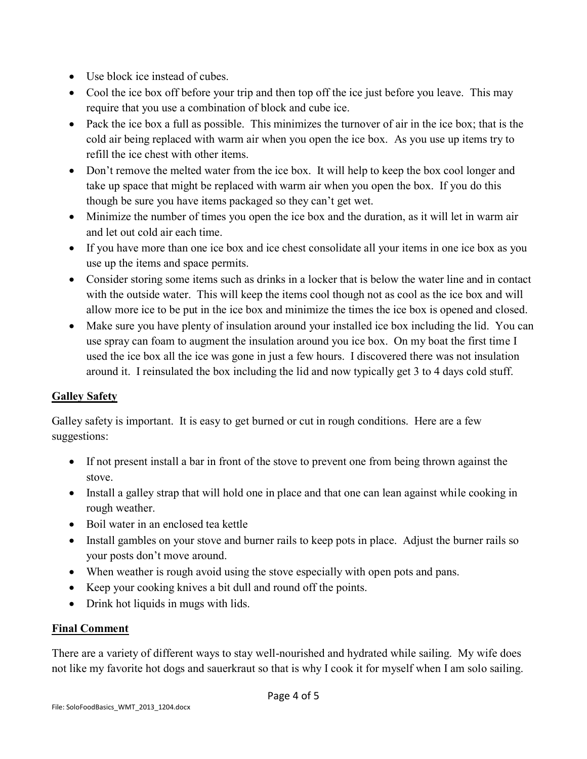- Use block ice instead of cubes.
- Cool the ice box off before your trip and then top off the ice just before you leave. This may require that you use a combination of block and cube ice.
- Pack the ice box a full as possible. This minimizes the turnover of air in the ice box; that is the cold air being replaced with warm air when you open the ice box. As you use up items try to refill the ice chest with other items.
- Don't remove the melted water from the ice box. It will help to keep the box cool longer and take up space that might be replaced with warm air when you open the box. If you do this though be sure you have items packaged so they can't get wet.
- Minimize the number of times you open the ice box and the duration, as it will let in warm air and let out cold air each time.
- If you have more than one ice box and ice chest consolidate all your items in one ice box as you use up the items and space permits.
- Consider storing some items such as drinks in a locker that is below the water line and in contact with the outside water. This will keep the items cool though not as cool as the ice box and will allow more ice to be put in the ice box and minimize the times the ice box is opened and closed.
- Make sure you have plenty of insulation around your installed ice box including the lid. You can use spray can foam to augment the insulation around you ice box. On my boat the first time I used the ice box all the ice was gone in just a few hours. I discovered there was not insulation around it. I reinsulated the box including the lid and now typically get 3 to 4 days cold stuff.

## Galley Safety

Galley safety is important. It is easy to get burned or cut in rough conditions. Here are a few suggestions:

- If not present install a bar in front of the stove to prevent one from being thrown against the stove.
- Install a galley strap that will hold one in place and that one can lean against while cooking in rough weather.
- Boil water in an enclosed tea kettle
- Install gambles on your stove and burner rails to keep pots in place. Adjust the burner rails so your posts don't move around.
- When weather is rough avoid using the stove especially with open pots and pans.
- Keep your cooking knives a bit dull and round off the points.
- Drink hot liquids in mugs with lids.

## Final Comment

There are a variety of different ways to stay well-nourished and hydrated while sailing. My wife does not like my favorite hot dogs and sauerkraut so that is why I cook it for myself when I am solo sailing.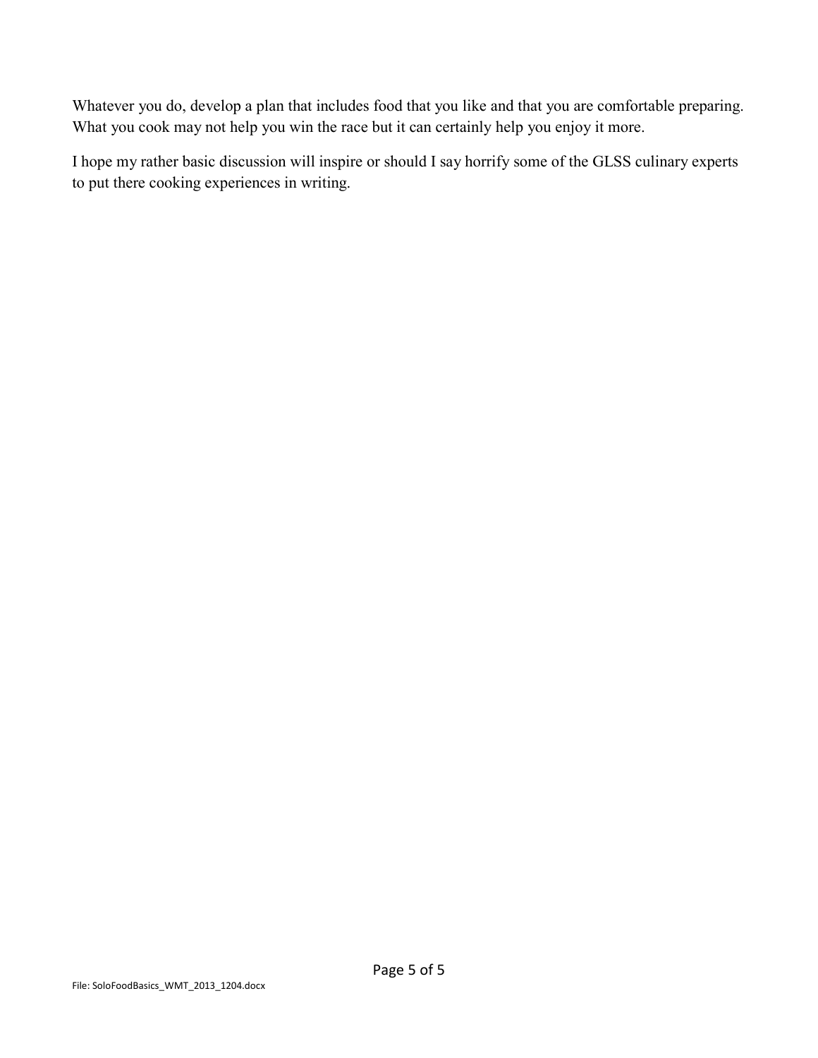Whatever you do, develop a plan that includes food that you like and that you are comfortable preparing. What you cook may not help you win the race but it can certainly help you enjoy it more.

I hope my rather basic discussion will inspire or should I say horrify some of the GLSS culinary experts to put there cooking experiences in writing.